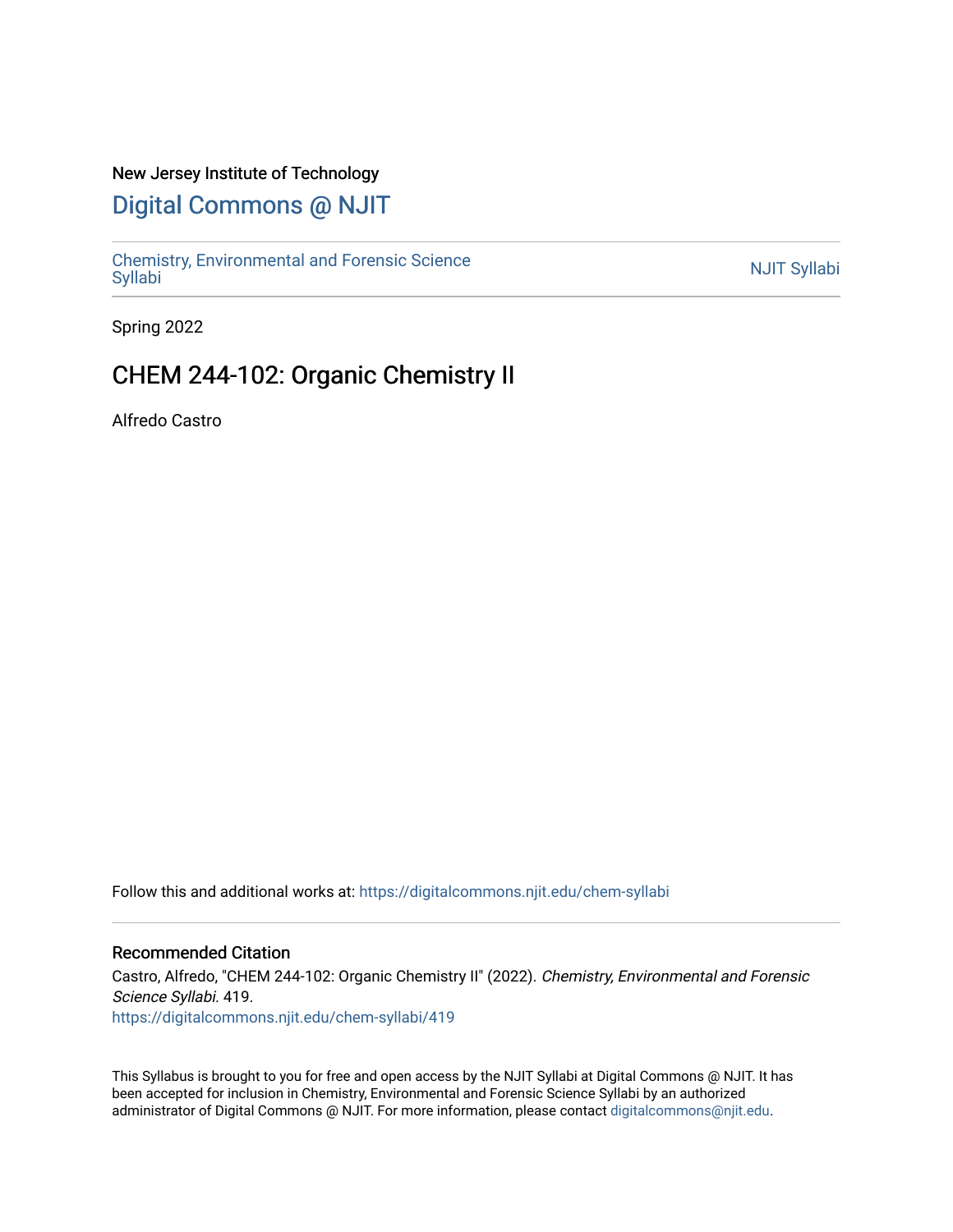New Jersey Institute of Technology

# Digital Commons @ NJIT

Chemistry, Environmental and Forensic Science Syllabi

NJIT Syllabi

Spring 2022

## CHEM 244-102: Organic Chemistry II

Alfredo Castro

Follow this and additional works at: https://digitalcommons.njit.edu/chem-syllabi

### Recommended Citation

Castro, Alfredo, "CHEM 244-102: Organic Chemistry II" (2022). *Chemistry, Environmental and Forensic Science Syllabi*. 419.
https://digitalcommons.njit.edu/chem-syllabi/419

This Syllabus is brought to you for free and open access by the NJIT Syllabi at Digital Commons @ NJIT. It has been accepted for inclusion in Chemistry, Environmental and Forensic Science Syllabi by an authorized administrator of Digital Commons @ NJIT. For more information, please contact digitalcommons@njit.edu.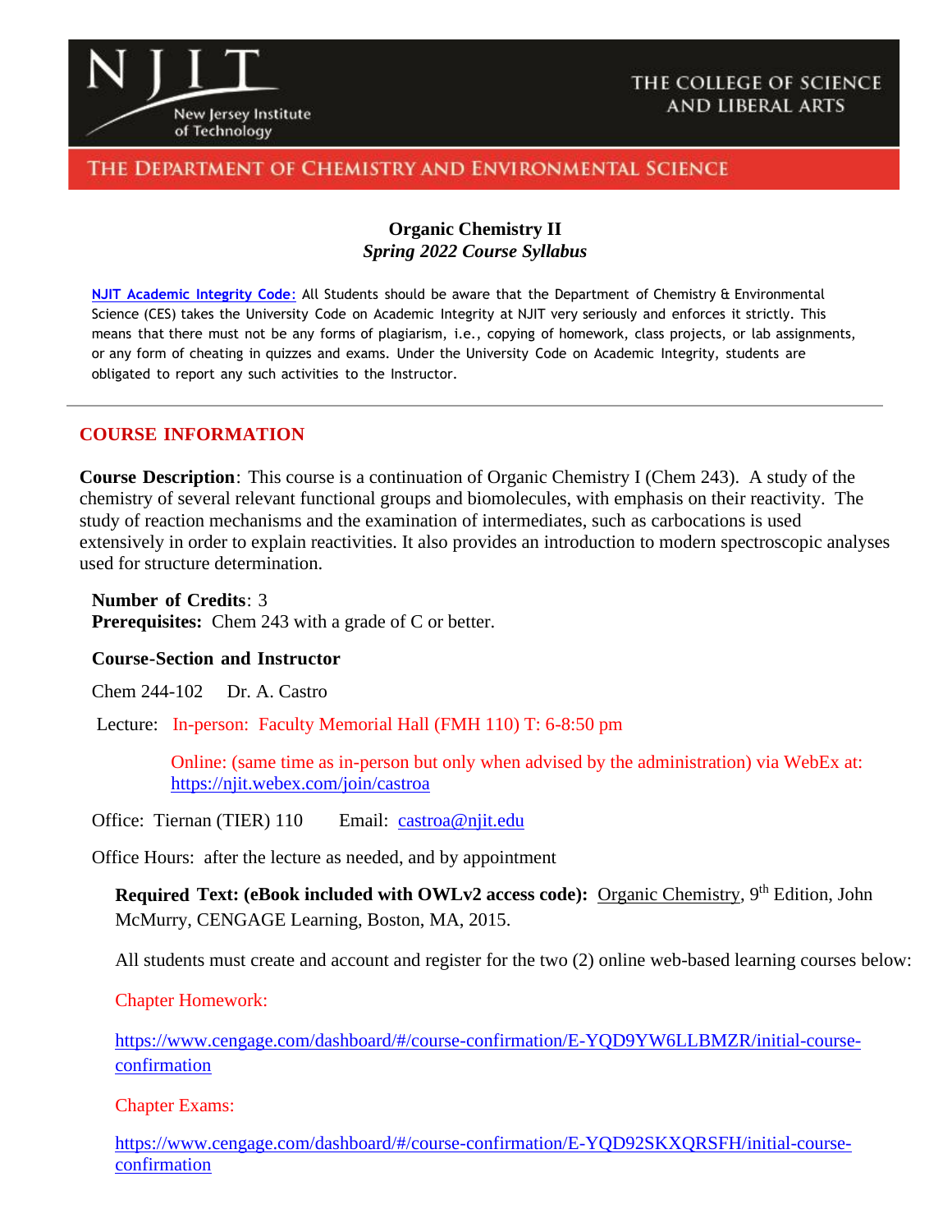# Organic Chemistry II

*Spring 2022 Course Syllabus*

**[NJIT Academic Integrity Code](#):** All Students should be aware that the Department of Chemistry & Environmental Science (CES) takes the University Code on Academic Integrity at NJIT very seriously and enforces it strictly. This means that there must not be any forms of plagiarism, i.e., copying of homework, class projects, or lab assignments, or any form of cheating in quizzes and exams. Under the University Code on Academic Integrity, students are obligated to report any such activities to the Instructor.

---

## COURSE INFORMATION

**Course Description**: This course is a continuation of Organic Chemistry I (Chem 243). A study of the chemistry of several relevant functional groups and biomolecules, with emphasis on their reactivity. The study of reaction mechanisms and the examination of intermediates, such as carbocations is used extensively in order to explain reactivities. It also provides an introduction to modern spectroscopic analyses used for structure determination.

**Number of Credits**: 3
**Prerequisites:** Chem 243 with a grade of C or better.

**Course-Section and Instructor**

Chem 244-102 Dr. A. Castro

Lecture: In-person: Faculty Memorial Hall (FMH 110) T: 6-8:50 pm

Online: (same time as in-person but only when advised by the administration) via WebEx at: https://njit.webex.com/join/castroa

Office: Tiernan (TIER) 110 Email: castroa@njit.edu

Office Hours: after the lecture as needed, and by appointment

**Required Text: (eBook included with OWLv2 access code):** Organic Chemistry, 9th Edition, John McMurry, CENGAGE Learning, Boston, MA, 2015.

All students must create and account and register for the two (2) online web-based learning courses below:

Chapter Homework:

https://www.cengage.com/dashboard/#/course-confirmation/E-YQD9YW6LLBMZR/initial-course-confirmation

Chapter Exams:

https://www.cengage.com/dashboard/#/course-confirmation/E-YQD92SKXQRSFH/initial-course-confirmation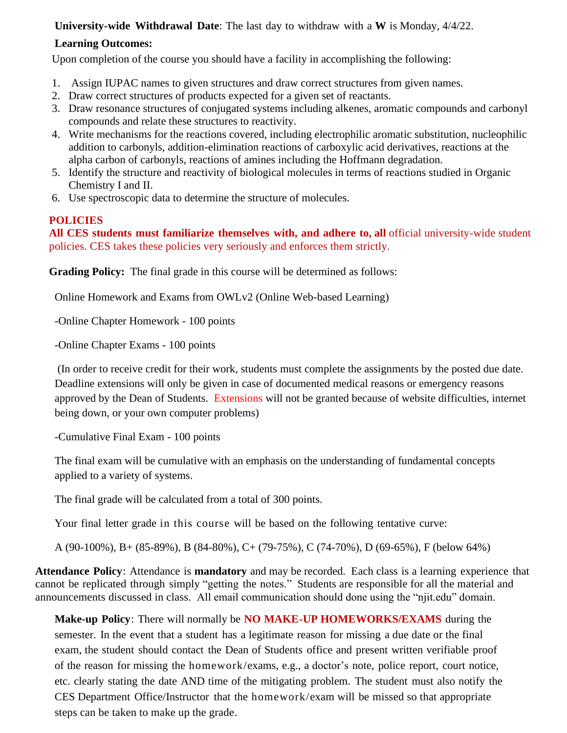**University-wide Withdrawal Date**: The last day to withdraw with a **W** is Monday, 4/4/22.

**Learning Outcomes:**

Upon completion of the course you should have a facility in accomplishing the following:

1. Assign IUPAC names to given structures and draw correct structures from given names.
2. Draw correct structures of products expected for a given set of reactants.
3. Draw resonance structures of conjugated systems including alkenes, aromatic compounds and carbonyl compounds and relate these structures to reactivity.
4. Write mechanisms for the reactions covered, including electrophilic aromatic substitution, nucleophilic addition to carbonyls, addition-elimination reactions of carboxylic acid derivatives, reactions at the alpha carbon of carbonyls, reactions of amines including the Hoffmann degradation.
5. Identify the structure and reactivity of biological molecules in terms of reactions studied in Organic Chemistry I and II.
6. Use spectroscopic data to determine the structure of molecules.

**POLICIES**

**All CES students must familiarize themselves with, and adhere to, all** official university-wide student policies. CES takes these policies very seriously and enforces them strictly.

**Grading Policy:** The final grade in this course will be determined as follows:

Online Homework and Exams from OWLv2 (Online Web-based Learning)

-Online Chapter Homework - 100 points

-Online Chapter Exams - 100 points

(In order to receive credit for their work, students must complete the assignments by the posted due date. Deadline extensions will only be given in case of documented medical reasons or emergency reasons approved by the Dean of Students. Extensions will not be granted because of website difficulties, internet being down, or your own computer problems)

-Cumulative Final Exam - 100 points

The final exam will be cumulative with an emphasis on the understanding of fundamental concepts applied to a variety of systems.

The final grade will be calculated from a total of 300 points.

Your final letter grade in this course will be based on the following tentative curve:

A (90-100%), B+ (85-89%), B (84-80%), C+ (79-75%), C (74-70%), D (69-65%), F (below 64%)

**Attendance Policy**: Attendance is **mandatory** and may be recorded. Each class is a learning experience that cannot be replicated through simply "getting the notes." Students are responsible for all the material and announcements discussed in class. All email communication should done using the "njit.edu" domain.

**Make-up Policy**: There will normally be **NO MAKE-UP HOMEWORKS/EXAMS** during the semester. In the event that a student has a legitimate reason for missing a due date or the final exam, the student should contact the Dean of Students office and present written verifiable proof of the reason for missing the homework/exams, e.g., a doctor's note, police report, court notice, etc. clearly stating the date AND time of the mitigating problem. The student must also notify the CES Department Office/Instructor that the homework/exam will be missed so that appropriate steps can be taken to make up the grade.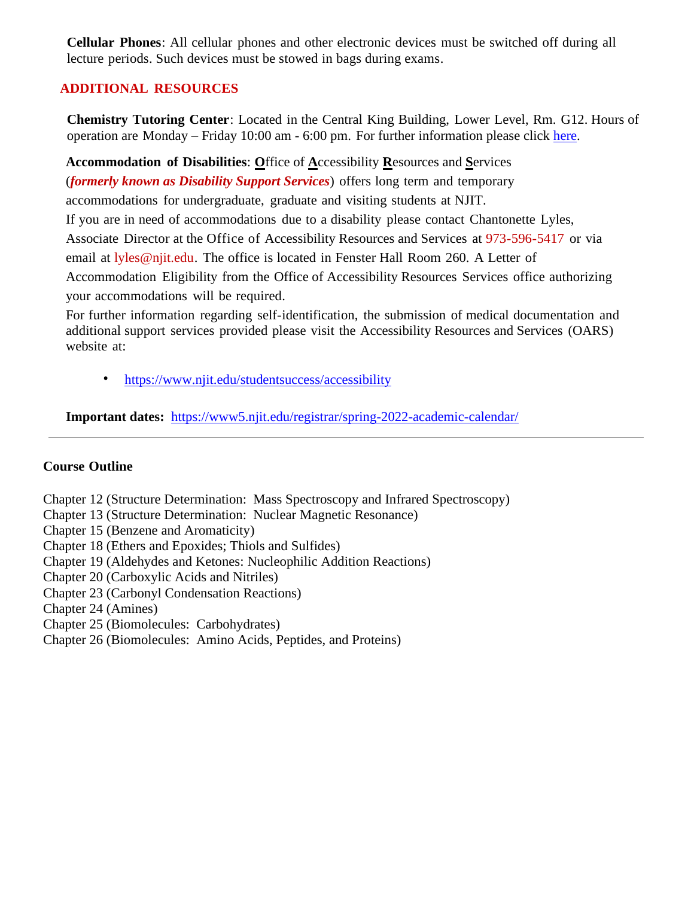**Cellular Phones**: All cellular phones and other electronic devices must be switched off during all lecture periods. Such devices must be stowed in bags during exams.

## ADDITIONAL RESOURCES

**Chemistry Tutoring Center**: Located in the Central King Building, Lower Level, Rm. G12. Hours of operation are Monday – Friday 10:00 am - 6:00 pm. For further information please click here.

**Accommodation of Disabilities**: **O**ffice of **A**ccessibility **R**esources and **S**ervices (***formerly known as Disability Support Services***) offers long term and temporary accommodations for undergraduate, graduate and visiting students at NJIT.

If you are in need of accommodations due to a disability please contact Chantonette Lyles, Associate Director at the Office of Accessibility Resources and Services at 973-596-5417 or via email at lyles@njit.edu. The office is located in Fenster Hall Room 260. A Letter of Accommodation Eligibility from the Office of Accessibility Resources Services office authorizing your accommodations will be required.

For further information regarding self-identification, the submission of medical documentation and additional support services provided please visit the Accessibility Resources and Services (OARS) website at:

- https://www.njit.edu/studentsuccess/accessibility

**Important dates:** https://www5.njit.edu/registrar/spring-2022-academic-calendar/

---

### Course Outline

Chapter 12 (Structure Determination: Mass Spectroscopy and Infrared Spectroscopy)
Chapter 13 (Structure Determination: Nuclear Magnetic Resonance)
Chapter 15 (Benzene and Aromaticity)
Chapter 18 (Ethers and Epoxides; Thiols and Sulfides)
Chapter 19 (Aldehydes and Ketones: Nucleophilic Addition Reactions)
Chapter 20 (Carboxylic Acids and Nitriles)
Chapter 23 (Carbonyl Condensation Reactions)
Chapter 24 (Amines)
Chapter 25 (Biomolecules: Carbohydrates)
Chapter 26 (Biomolecules: Amino Acids, Peptides, and Proteins)